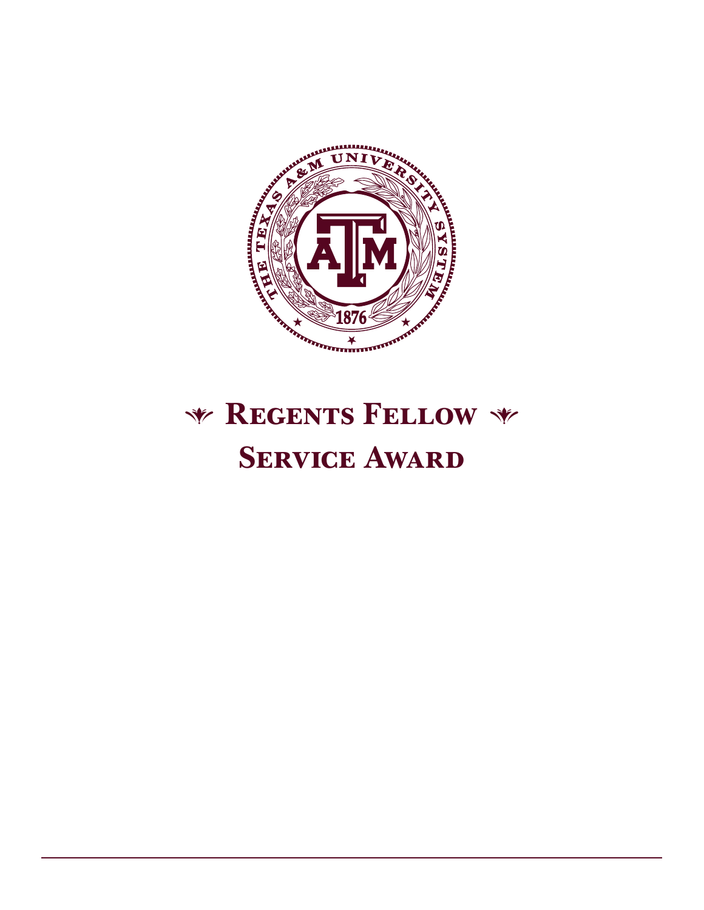# Regents Fellow Service Award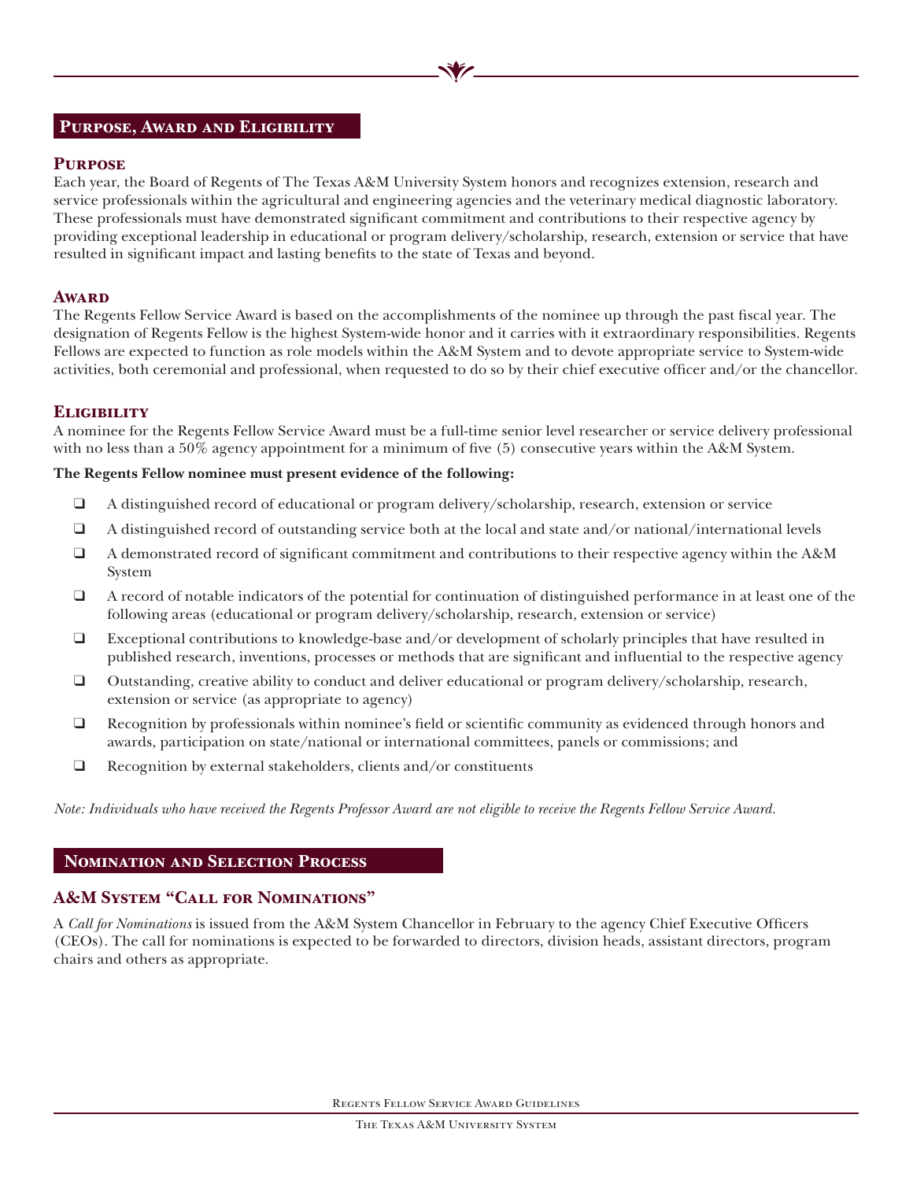## Purpose, Award and Eligibility

### Purpose

Each year, the Board of Regents of The Texas A&M University System honors and recognizes extension, research and service professionals within the agricultural and engineering agencies and the veterinary medical diagnostic laboratory. These professionals must have demonstrated significant commitment and contributions to their respective agency by providing exceptional leadership in educational or program delivery/scholarship, research, extension or service that have resulted in significant impact and lasting benefits to the state of Texas and beyond.

### Award

The Regents Fellow Service Award is based on the accomplishments of the nominee up through the past fiscal year. The designation of Regents Fellow is the highest System-wide honor and it carries with it extraordinary responsibilities. Regents Fellows are expected to function as role models within the A&M System and to devote appropriate service to System-wide activities, both ceremonial and professional, when requested to do so by their chief executive officer and/or the chancellor.

### Eligibility

A nominee for the Regents Fellow Service Award must be a full-time senior level researcher or service delivery professional with no less than a 50% agency appointment for a minimum of five (5) consecutive years within the A&M System.

**The Regents Fellow nominee must present evidence of the following:**

- A distinguished record of educational or program delivery/scholarship, research, extension or service
- A distinguished record of outstanding service both at the local and state and/or national/international levels
- A demonstrated record of significant commitment and contributions to their respective agency within the A&M System
- A record of notable indicators of the potential for continuation of distinguished performance in at least one of the following areas (educational or program delivery/scholarship, research, extension or service)
- Exceptional contributions to knowledge-base and/or development of scholarly principles that have resulted in published research, inventions, processes or methods that are significant and influential to the respective agency
- Outstanding, creative ability to conduct and deliver educational or program delivery/scholarship, research, extension or service (as appropriate to agency)
- Recognition by professionals within nominee's field or scientific community as evidenced through honors and awards, participation on state/national or international committees, panels or commissions; and
- Recognition by external stakeholders, clients and/or constituents

*Note: Individuals who have received the Regents Professor Award are not eligible to receive the Regents Fellow Service Award.*

## Nomination and Selection Process

### A&M System "Call for Nominations"

A *Call for Nominations* is issued from the A&M System Chancellor in February to the agency Chief Executive Officers (CEOs). The call for nominations is expected to be forwarded to directors, division heads, assistant directors, program chairs and others as appropriate.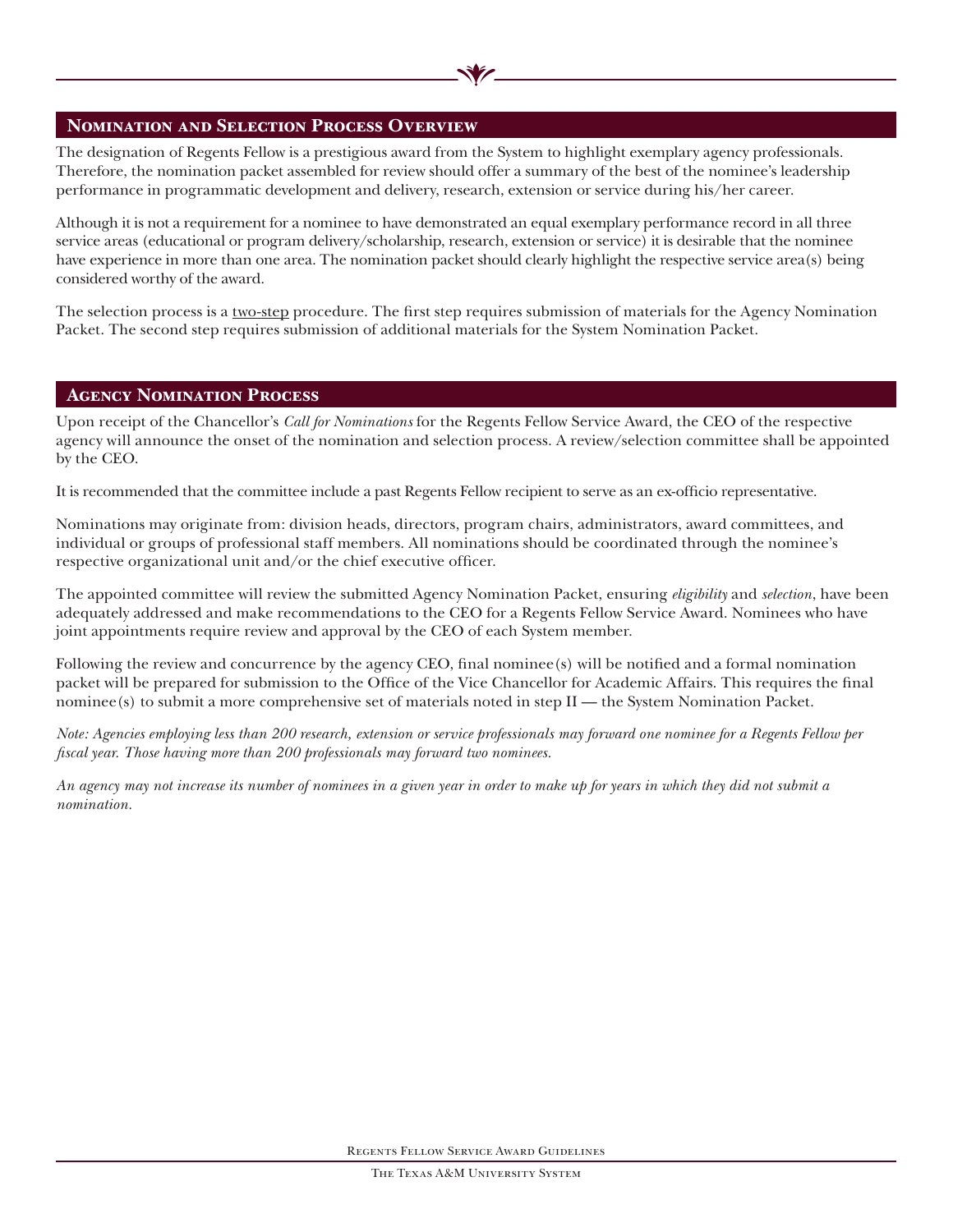## Nomination and Selection Process Overview

The designation of Regents Fellow is a prestigious award from the System to highlight exemplary agency professionals. Therefore, the nomination packet assembled for review should offer a summary of the best of the nominee's leadership performance in programmatic development and delivery, research, extension or service during his/her career.

Although it is not a requirement for a nominee to have demonstrated an equal exemplary performance record in all three service areas (educational or program delivery/scholarship, research, extension or service) it is desirable that the nominee have experience in more than one area. The nomination packet should clearly highlight the respective service area(s) being considered worthy of the award.

The selection process is a <u>two-step</u> procedure. The first step requires submission of materials for the Agency Nomination Packet. The second step requires submission of additional materials for the System Nomination Packet.

## Agency Nomination Process

Upon receipt of the Chancellor's *Call for Nominations* for the Regents Fellow Service Award, the CEO of the respective agency will announce the onset of the nomination and selection process. A review/selection committee shall be appointed by the CEO.

It is recommended that the committee include a past Regents Fellow recipient to serve as an ex-officio representative.

Nominations may originate from: division heads, directors, program chairs, administrators, award committees, and individual or groups of professional staff members. All nominations should be coordinated through the nominee's respective organizational unit and/or the chief executive officer.

The appointed committee will review the submitted Agency Nomination Packet, ensuring *eligibility* and *selection*, have been adequately addressed and make recommendations to the CEO for a Regents Fellow Service Award. Nominees who have joint appointments require review and approval by the CEO of each System member.

Following the review and concurrence by the agency CEO, final nominee(s) will be notified and a formal nomination packet will be prepared for submission to the Office of the Vice Chancellor for Academic Affairs. This requires the final nominee(s) to submit a more comprehensive set of materials noted in step II — the System Nomination Packet.

*Note: Agencies employing less than 200 research, extension or service professionals may forward one nominee for a Regents Fellow per fiscal year. Those having more than 200 professionals may forward two nominees.*

*An agency may not increase its number of nominees in a given year in order to make up for years in which they did not submit a nomination.*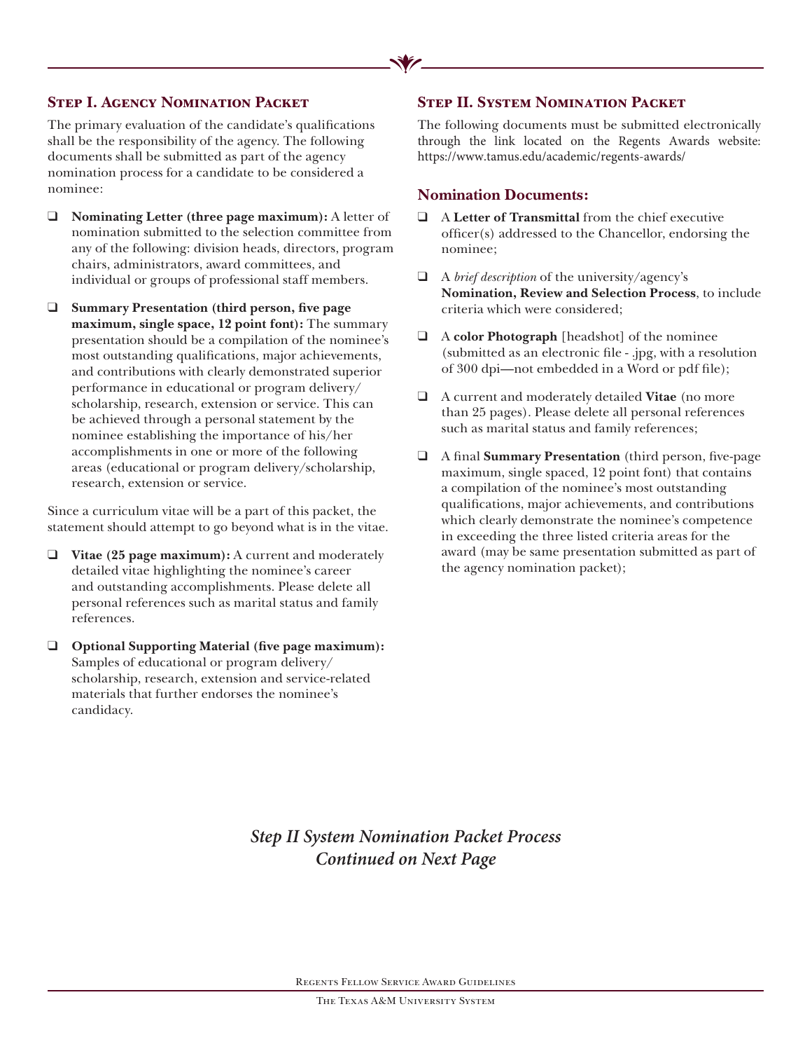## Step I. Agency Nomination Packet

The primary evaluation of the candidate's qualifications shall be the responsibility of the agency. The following documents shall be submitted as part of the agency nomination process for a candidate to be considered a nominee:

- **Nominating Letter (three page maximum):** A letter of nomination submitted to the selection committee from any of the following: division heads, directors, program chairs, administrators, award committees, and individual or groups of professional staff members.
- **Summary Presentation (third person, five page maximum, single space, 12 point font):** The summary presentation should be a compilation of the nominee's most outstanding qualifications, major achievements, and contributions with clearly demonstrated superior performance in educational or program delivery/ scholarship, research, extension or service. This can be achieved through a personal statement by the nominee establishing the importance of his/her accomplishments in one or more of the following areas (educational or program delivery/scholarship, research, extension or service.

Since a curriculum vitae will be a part of this packet, the statement should attempt to go beyond what is in the vitae.

- **Vitae (25 page maximum):** A current and moderately detailed vitae highlighting the nominee's career and outstanding accomplishments. Please delete all personal references such as marital status and family references.
- **Optional Supporting Material (five page maximum):** Samples of educational or program delivery/ scholarship, research, extension and service-related materials that further endorses the nominee's candidacy.

## Step II. System Nomination Packet

The following documents must be submitted electronically through the link located on the Regents Awards website: https://www.tamus.edu/academic/regents-awards/

### Nomination Documents:

- A **Letter of Transmittal** from the chief executive officer(s) addressed to the Chancellor, endorsing the nominee;
- A *brief description* of the university/agency's **Nomination, Review and Selection Process**, to include criteria which were considered;
- A **color Photograph** [headshot] of the nominee (submitted as an electronic file - .jpg, with a resolution of 300 dpi—not embedded in a Word or pdf file);
- A current and moderately detailed **Vitae** (no more than 25 pages). Please delete all personal references such as marital status and family references;
- A final **Summary Presentation** (third person, five-page maximum, single spaced, 12 point font) that contains a compilation of the nominee's most outstanding qualifications, major achievements, and contributions which clearly demonstrate the nominee's competence in exceeding the three listed criteria areas for the award (may be same presentation submitted as part of the agency nomination packet);

***Step II System Nomination Packet Process Continued on Next Page***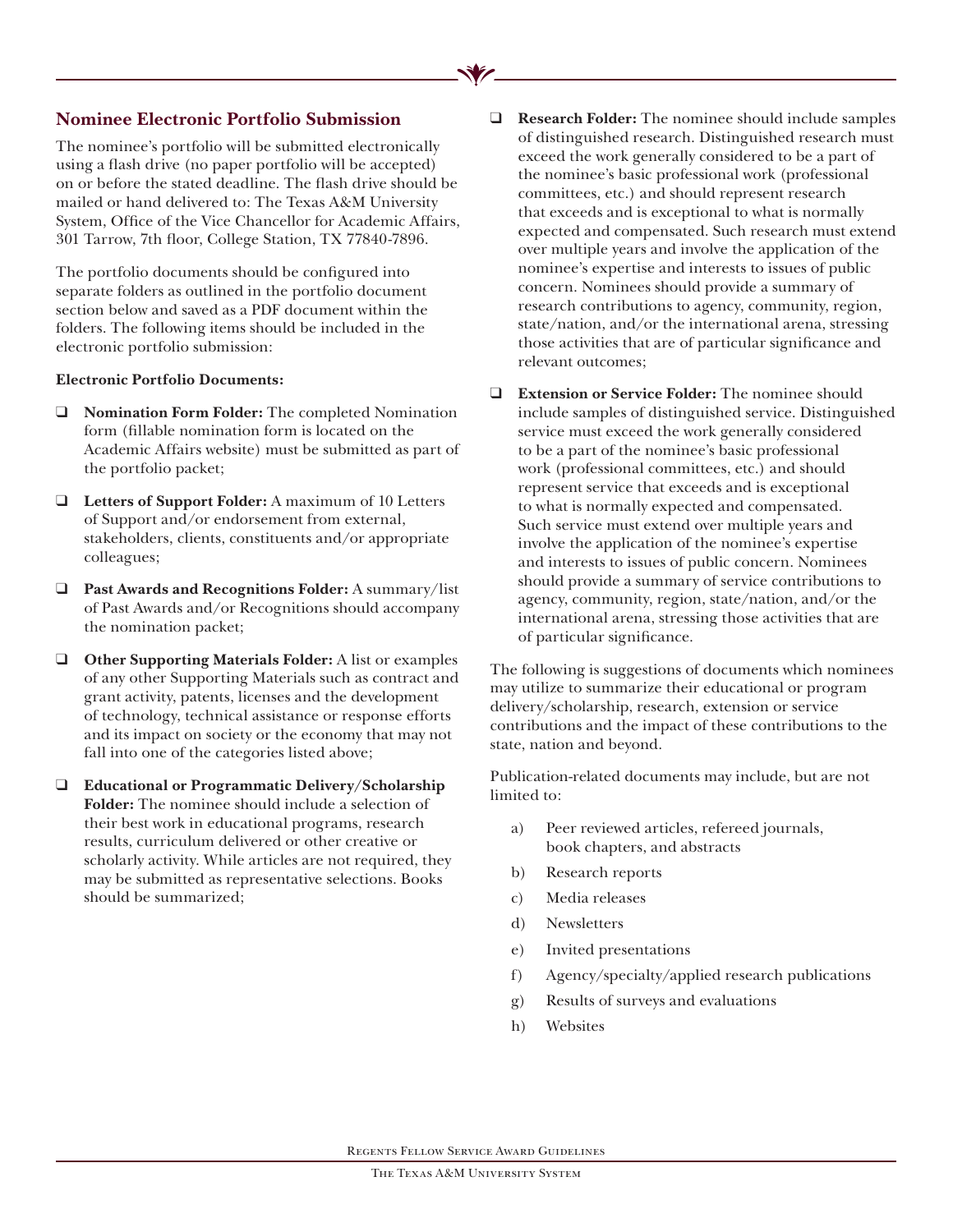## Nominee Electronic Portfolio Submission

The nominee's portfolio will be submitted electronically using a flash drive (no paper portfolio will be accepted) on or before the stated deadline. The flash drive should be mailed or hand delivered to: The Texas A&M University System, Office of the Vice Chancellor for Academic Affairs, 301 Tarrow, 7th floor, College Station, TX 77840-7896.

The portfolio documents should be configured into separate folders as outlined in the portfolio document section below and saved as a PDF document within the folders. The following items should be included in the electronic portfolio submission:

**Electronic Portfolio Documents:**

- ❑ **Nomination Form Folder:** The completed Nomination form (fillable nomination form is located on the Academic Affairs website) must be submitted as part of the portfolio packet;
- ❑ **Letters of Support Folder:** A maximum of 10 Letters of Support and/or endorsement from external, stakeholders, clients, constituents and/or appropriate colleagues;
- ❑ **Past Awards and Recognitions Folder:** A summary/list of Past Awards and/or Recognitions should accompany the nomination packet;
- ❑ **Other Supporting Materials Folder:** A list or examples of any other Supporting Materials such as contract and grant activity, patents, licenses and the development of technology, technical assistance or response efforts and its impact on society or the economy that may not fall into one of the categories listed above;
- ❑ **Educational or Programmatic Delivery/Scholarship Folder:** The nominee should include a selection of their best work in educational programs, research results, curriculum delivered or other creative or scholarly activity. While articles are not required, they may be submitted as representative selections. Books should be summarized;
- ❑ **Research Folder:** The nominee should include samples of distinguished research. Distinguished research must exceed the work generally considered to be a part of the nominee's basic professional work (professional committees, etc.) and should represent research that exceeds and is exceptional to what is normally expected and compensated. Such research must extend over multiple years and involve the application of the nominee's expertise and interests to issues of public concern. Nominees should provide a summary of research contributions to agency, community, region, state/nation, and/or the international arena, stressing those activities that are of particular significance and relevant outcomes;
- ❑ **Extension or Service Folder:** The nominee should include samples of distinguished service. Distinguished service must exceed the work generally considered to be a part of the nominee's basic professional work (professional committees, etc.) and should represent service that exceeds and is exceptional to what is normally expected and compensated. Such service must extend over multiple years and involve the application of the nominee's expertise and interests to issues of public concern. Nominees should provide a summary of service contributions to agency, community, region, state/nation, and/or the international arena, stressing those activities that are of particular significance.

The following is suggestions of documents which nominees may utilize to summarize their educational or program delivery/scholarship, research, extension or service contributions and the impact of these contributions to the state, nation and beyond.

Publication-related documents may include, but are not limited to:

a) Peer reviewed articles, refereed journals, book chapters, and abstracts

b) Research reports

c) Media releases

d) Newsletters

e) Invited presentations

f) Agency/specialty/applied research publications

g) Results of surveys and evaluations

h) Websites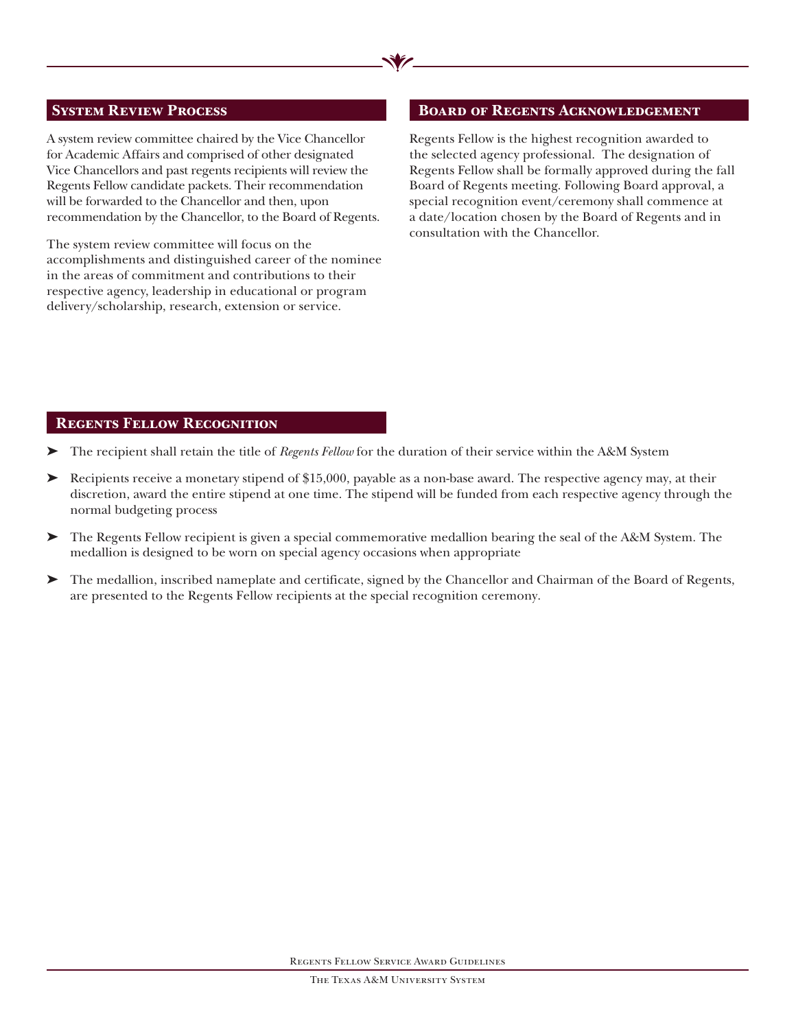## System Review Process

A system review committee chaired by the Vice Chancellor for Academic Affairs and comprised of other designated Vice Chancellors and past regents recipients will review the Regents Fellow candidate packets. Their recommendation will be forwarded to the Chancellor and then, upon recommendation by the Chancellor, to the Board of Regents.

The system review committee will focus on the accomplishments and distinguished career of the nominee in the areas of commitment and contributions to their respective agency, leadership in educational or program delivery/scholarship, research, extension or service.

## Board of Regents Acknowledgement

Regents Fellow is the highest recognition awarded to the selected agency professional. The designation of Regents Fellow shall be formally approved during the fall Board of Regents meeting. Following Board approval, a special recognition event/ceremony shall commence at a date/location chosen by the Board of Regents and in consultation with the Chancellor.

## Regents Fellow Recognition

- The recipient shall retain the title of *Regents Fellow* for the duration of their service within the A&M System
- Recipients receive a monetary stipend of $15,000, payable as a non-base award. The respective agency may, at their discretion, award the entire stipend at one time. The stipend will be funded from each respective agency through the normal budgeting process
- The Regents Fellow recipient is given a special commemorative medallion bearing the seal of the A&M System. The medallion is designed to be worn on special agency occasions when appropriate
- The medallion, inscribed nameplate and certificate, signed by the Chancellor and Chairman of the Board of Regents, are presented to the Regents Fellow recipients at the special recognition ceremony.